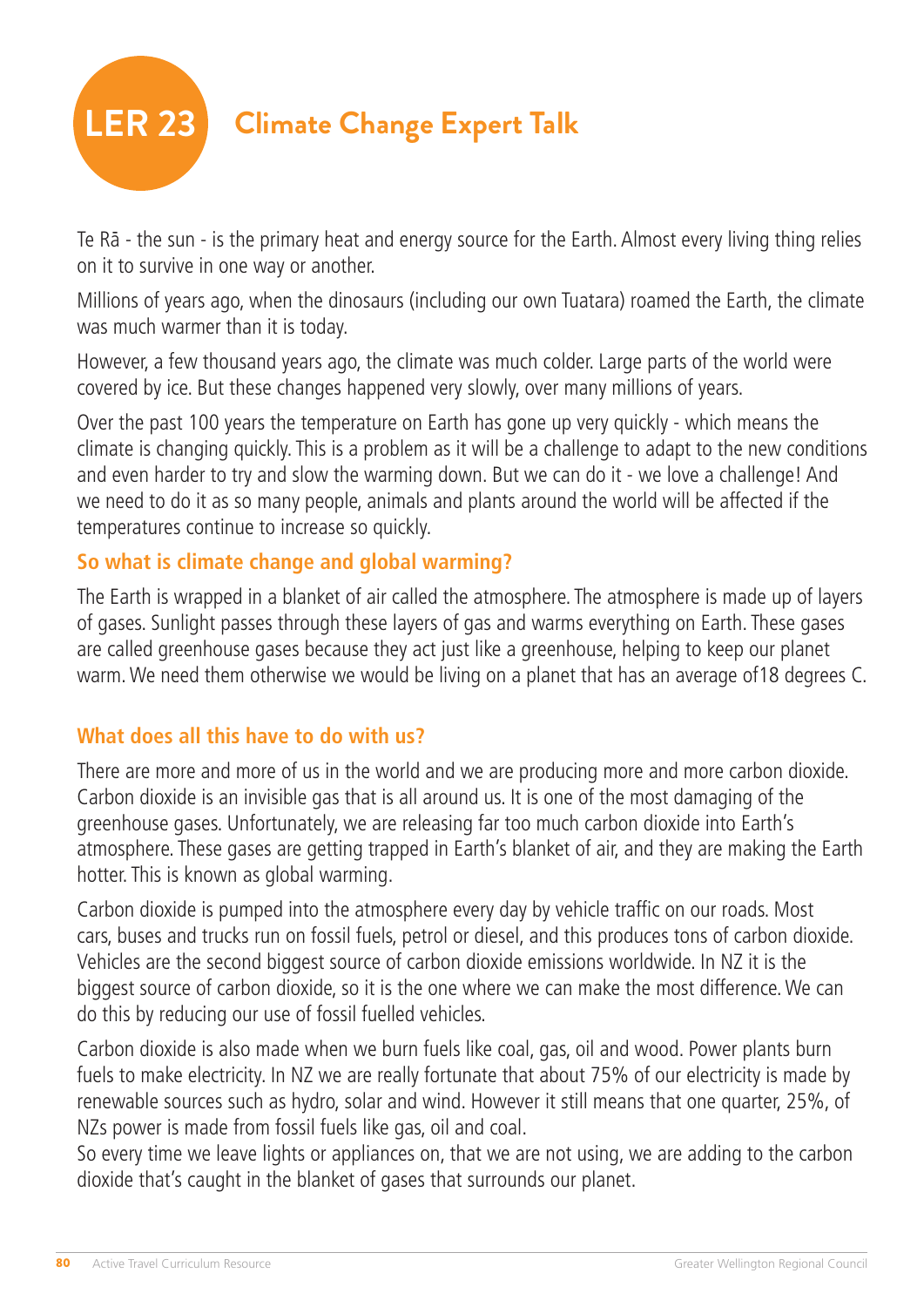# LER 23 Climate Change Expert Talk

Te Rā - the sun - is the primary heat and energy source for the Earth. Almost every living thing relies on it to survive in one way or another.

Millions of years ago, when the dinosaurs (including our own Tuatara) roamed the Earth, the climate was much warmer than it is today.

However, a few thousand years ago, the climate was much colder. Large parts of the world were covered by ice. But these changes happened very slowly, over many millions of years.

Over the past 100 years the temperature on Earth has gone up very quickly - which means the climate is changing quickly. This is a problem as it will be a challenge to adapt to the new conditions and even harder to try and slow the warming down. But we can do it - we love a challenge! And we need to do it as so many people, animals and plants around the world will be affected if the temperatures continue to increase so quickly.

### So what is climate change and global warming?

The Earth is wrapped in a blanket of air called the atmosphere. The atmosphere is made up of layers of gases. Sunlight passes through these layers of gas and warms everything on Earth. These gases are called greenhouse gases because they act just like a greenhouse, helping to keep our planet warm. We need them otherwise we would be living on a planet that has an average of18 degrees C.

### What does all this have to do with us?

There are more and more of us in the world and we are producing more and more carbon dioxide. Carbon dioxide is an invisible gas that is all around us. It is one of the most damaging of the greenhouse gases. Unfortunately, we are releasing far too much carbon dioxide into Earth's atmosphere. These gases are getting trapped in Earth's blanket of air, and they are making the Earth hotter. This is known as global warming.

Carbon dioxide is pumped into the atmosphere every day by vehicle traffic on our roads. Most cars, buses and trucks run on fossil fuels, petrol or diesel, and this produces tons of carbon dioxide. Vehicles are the second biggest source of carbon dioxide emissions worldwide. In NZ it is the biggest source of carbon dioxide, so it is the one where we can make the most difference. We can do this by reducing our use of fossil fuelled vehicles.

Carbon dioxide is also made when we burn fuels like coal, gas, oil and wood. Power plants burn fuels to make electricity. In NZ we are really fortunate that about 75% of our electricity is made by renewable sources such as hydro, solar and wind. However it still means that one quarter, 25%, of NZs power is made from fossil fuels like gas, oil and coal.

So every time we leave lights or appliances on, that we are not using, we are adding to the carbon dioxide that's caught in the blanket of gases that surrounds our planet.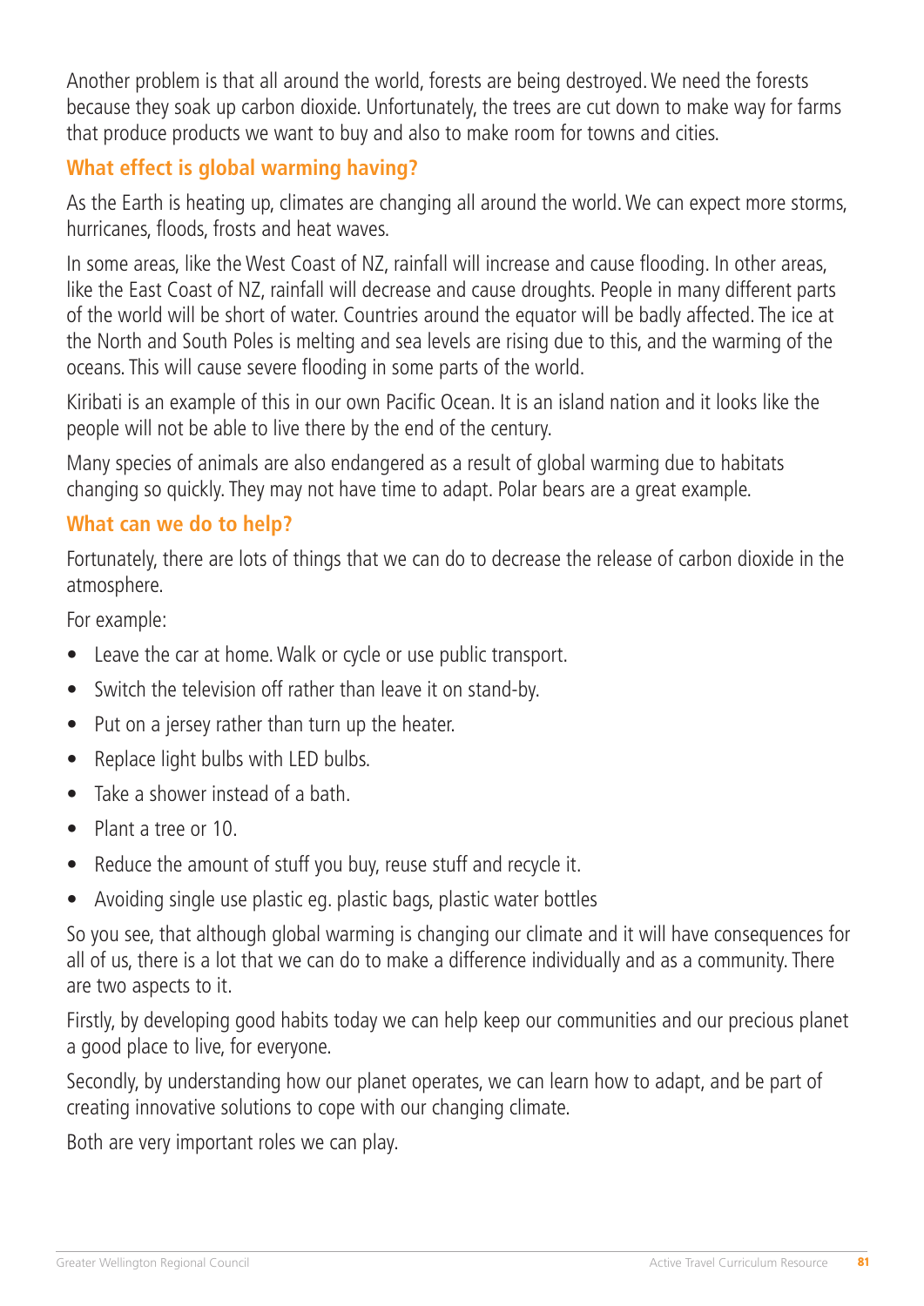Another problem is that all around the world, forests are being destroyed. We need the forests because they soak up carbon dioxide. Unfortunately, the trees are cut down to make way for farms that produce products we want to buy and also to make room for towns and cities.

### What effect is global warming having?

As the Earth is heating up, climates are changing all around the world. We can expect more storms, hurricanes, floods, frosts and heat waves.

In some areas, like the West Coast of NZ, rainfall will increase and cause flooding. In other areas, like the East Coast of NZ, rainfall will decrease and cause droughts. People in many different parts of the world will be short of water. Countries around the equator will be badly affected. The ice at the North and South Poles is melting and sea levels are rising due to this, and the warming of the oceans. This will cause severe flooding in some parts of the world.

Kiribati is an example of this in our own Pacific Ocean. It is an island nation and it looks like the people will not be able to live there by the end of the century.

Many species of animals are also endangered as a result of global warming due to habitats changing so quickly. They may not have time to adapt. Polar bears are a great example.

### What can we do to help?

Fortunately, there are lots of things that we can do to decrease the release of carbon dioxide in the atmosphere.

For example:

- Leave the car at home. Walk or cycle or use public transport.
- Switch the television off rather than leave it on stand-by.
- Put on a jersey rather than turn up the heater.
- Replace light bulbs with LED bulbs.
- Take a shower instead of a bath.
- Plant a tree or 10.
- Reduce the amount of stuff you buy, reuse stuff and recycle it.
- Avoiding single use plastic eg. plastic bags, plastic water bottles

So you see, that although global warming is changing our climate and it will have consequences for all of us, there is a lot that we can do to make a difference individually and as a community. There are two aspects to it.

Firstly, by developing good habits today we can help keep our communities and our precious planet a good place to live, for everyone.

Secondly, by understanding how our planet operates, we can learn how to adapt, and be part of creating innovative solutions to cope with our changing climate.

Both are very important roles we can play.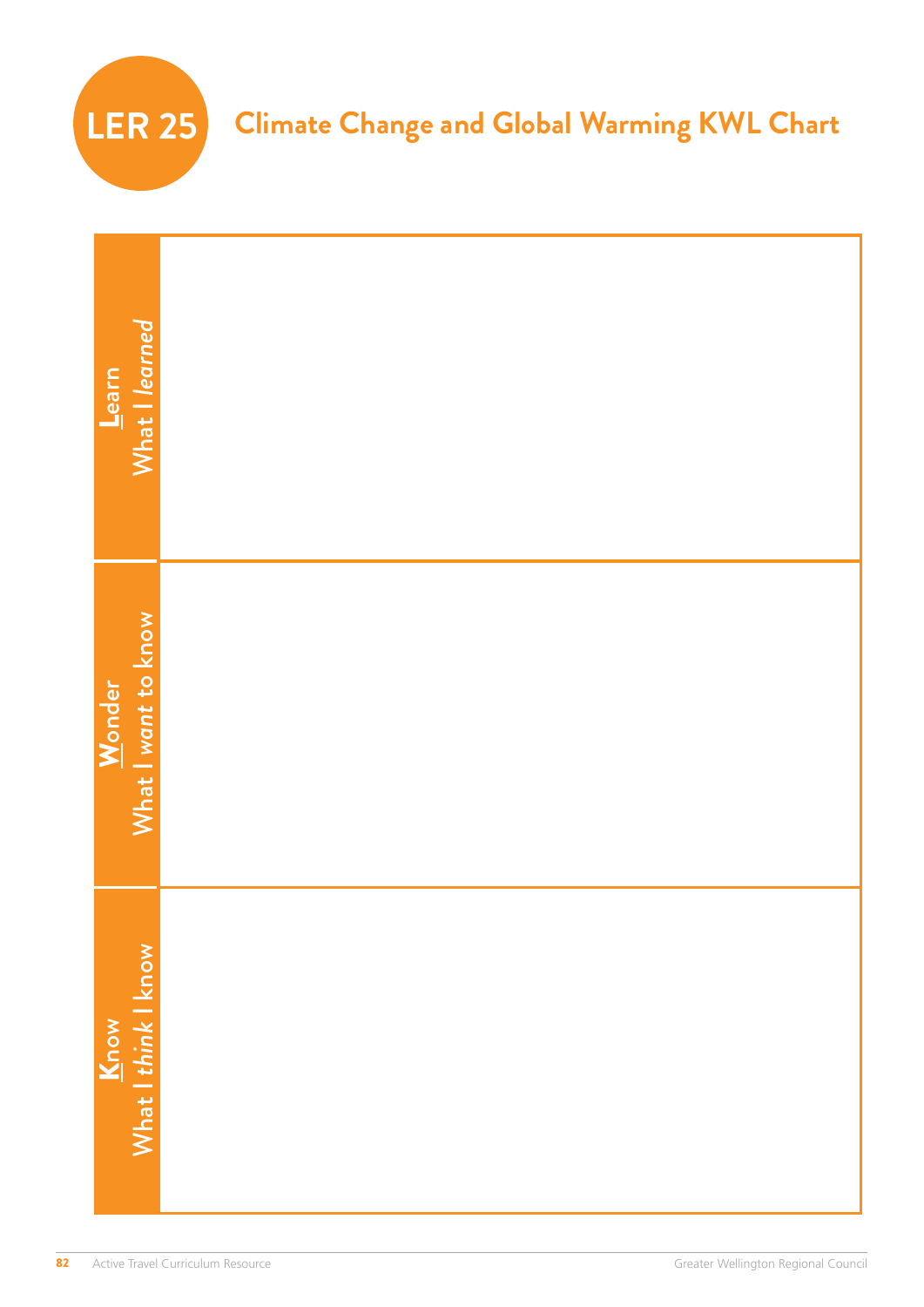# LER 25 Climate Change and Global Warming KWL Chart

| | |
|---|---|
| **K**now<br>What I *think* I know | |
| **W**onder<br>What I *want* to know | |
| **L**earn<br>What I *learned* | |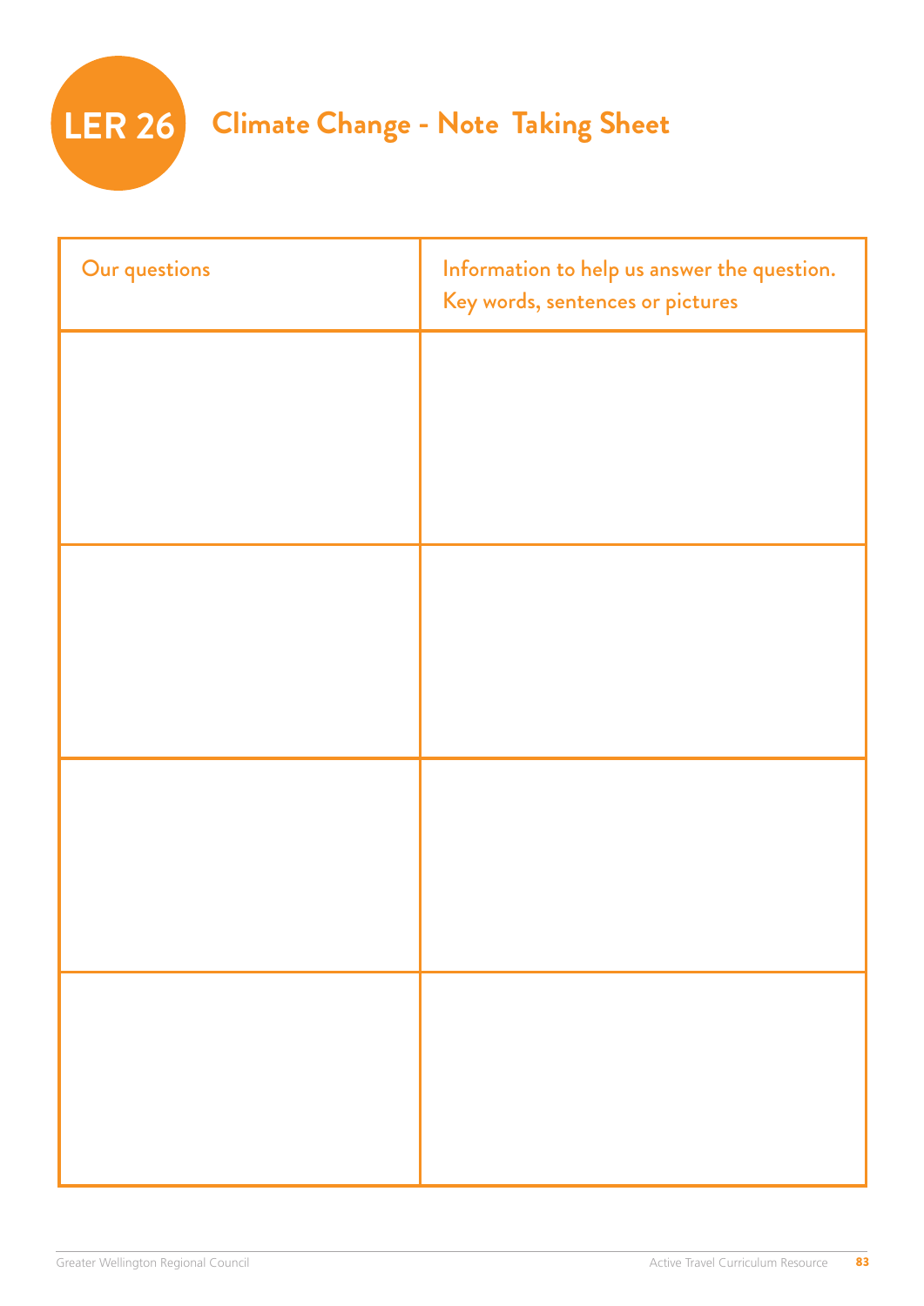# LER 26 Climate Change - Note Taking Sheet

| Our questions | Information to help us answer the question. Key words, sentences or pictures |
| --- | --- |
| | |
| | |
| | |
| | |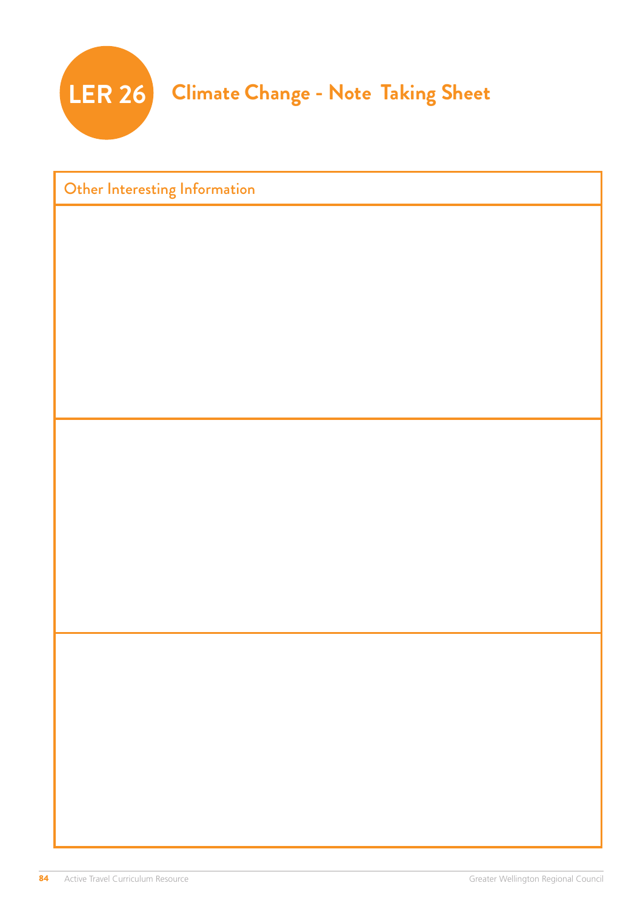# LER 26 Climate Change - Note Taking Sheet

| Other Interesting Information |
| --- |
| |
| |
| |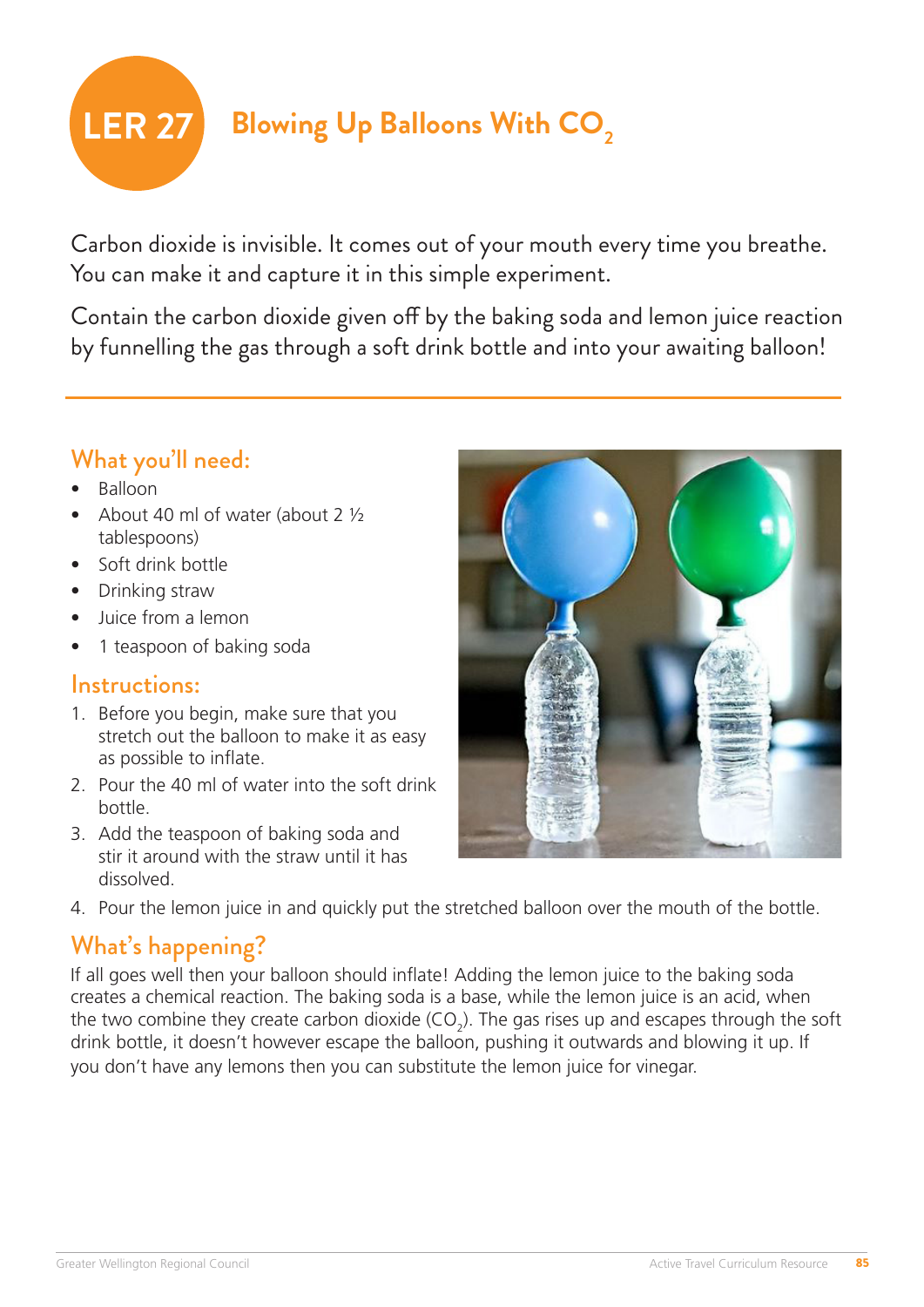# LER 27 Blowing Up Balloons With $CO_2$

Carbon dioxide is invisible. It comes out of your mouth every time you breathe. You can make it and capture it in this simple experiment.

Contain the carbon dioxide given off by the baking soda and lemon juice reaction by funnelling the gas through a soft drink bottle and into your awaiting balloon!

## What you'll need:

- Balloon
- About 40 ml of water (about 2 ½ tablespoons)
- Soft drink bottle
- Drinking straw
- Juice from a lemon
- 1 teaspoon of baking soda

## Instructions:

1. Before you begin, make sure that you stretch out the balloon to make it as easy as possible to inflate.
2. Pour the 40 ml of water into the soft drink bottle.
3. Add the teaspoon of baking soda and stir it around with the straw until it has dissolved.
4. Pour the lemon juice in and quickly put the stretched balloon over the mouth of the bottle.

## What's happening?

If all goes well then your balloon should inflate! Adding the lemon juice to the baking soda creates a chemical reaction. The baking soda is a base, while the lemon juice is an acid, when the two combine they create carbon dioxide ($CO_2$). The gas rises up and escapes through the soft drink bottle, it doesn't however escape the balloon, pushing it outwards and blowing it up. If you don't have any lemons then you can substitute the lemon juice for vinegar.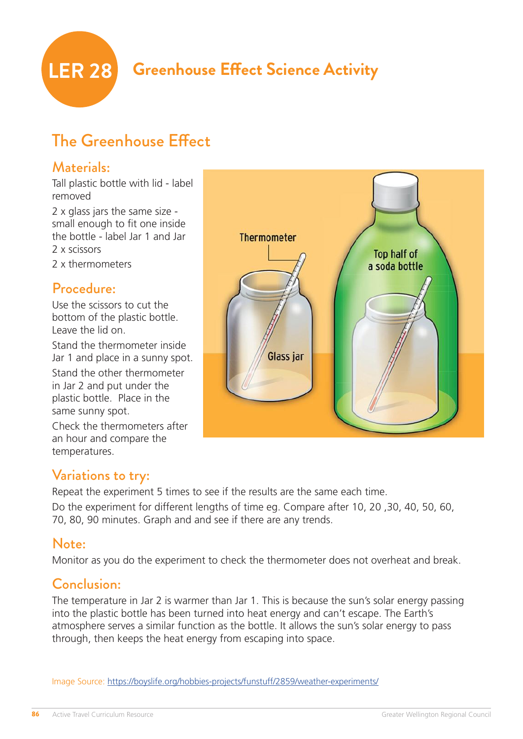# LER 28 Greenhouse Effect Science Activity

## The Greenhouse Effect

### Materials:

Tall plastic bottle with lid - label removed

2 x glass jars the same size - small enough to fit one inside the bottle - label Jar 1 and Jar 2 x scissors

2 x thermometers

### Procedure:

Use the scissors to cut the bottom of the plastic bottle. Leave the lid on.

Stand the thermometer inside Jar 1 and place in a sunny spot.

Stand the other thermometer in Jar 2 and put under the plastic bottle. Place in the same sunny spot.

Check the thermometers after an hour and compare the temperatures.

Thermometer

Top half of a soda bottle

Glass jar

### Variations to try:

Repeat the experiment 5 times to see if the results are the same each time.

Do the experiment for different lengths of time eg. Compare after 10, 20 ,30, 40, 50, 60, 70, 80, 90 minutes. Graph and and see if there are any trends.

### Note:

Monitor as you do the experiment to check the thermometer does not overheat and break.

### Conclusion:

The temperature in Jar 2 is warmer than Jar 1. This is because the sun's solar energy passing into the plastic bottle has been turned into heat energy and can't escape. The Earth's atmosphere serves a similar function as the bottle. It allows the sun's solar energy to pass through, then keeps the heat energy from escaping into space.

Image Source: https://boyslife.org/hobbies-projects/funstuff/2859/weather-experiments/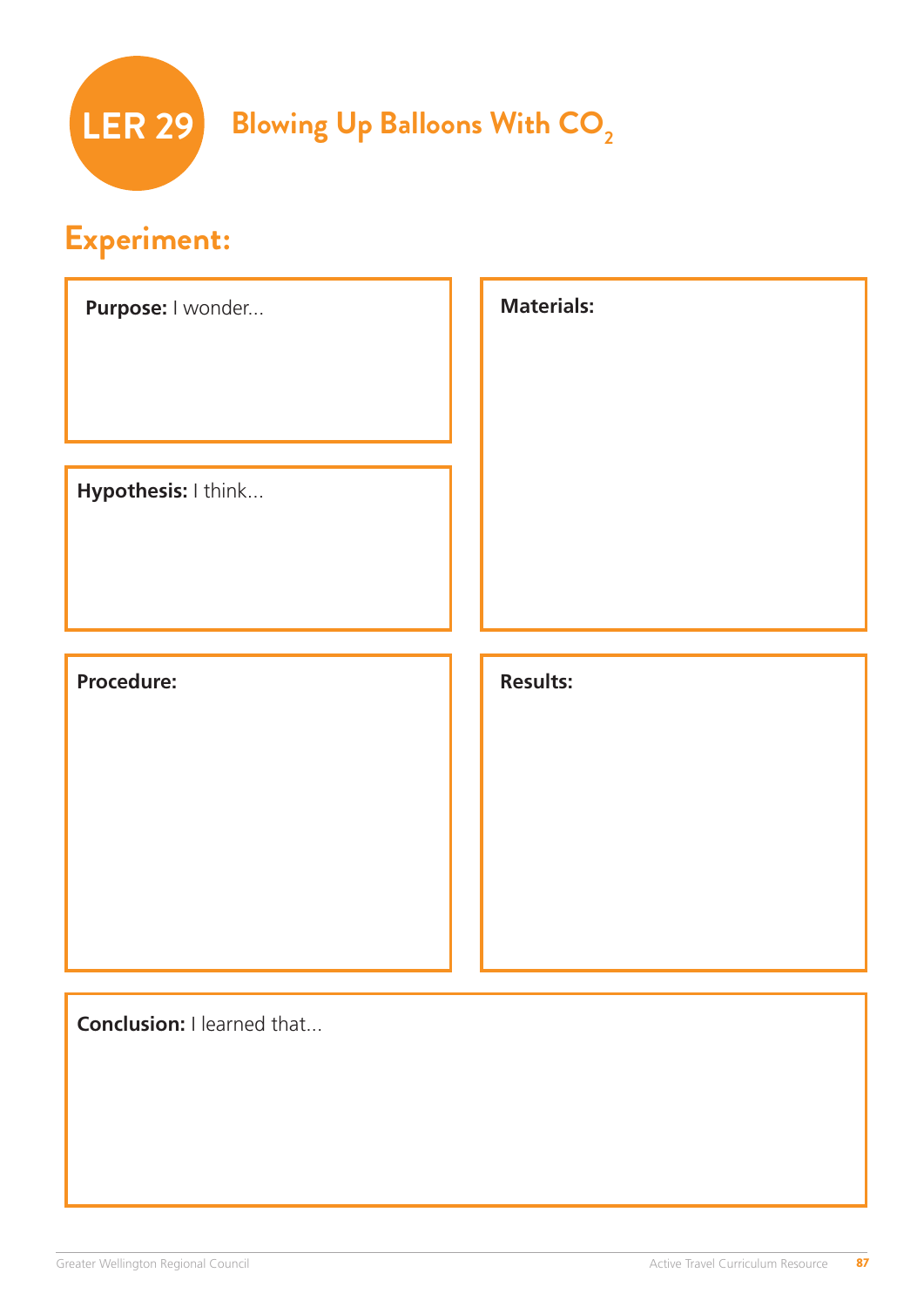# LER 29 Blowing Up Balloons With $CO_2$

## Experiment:

**Purpose:** I wonder...

**Materials:**

**Hypothesis:** I think...

**Procedure:**

**Results:**

**Conclusion:** I learned that...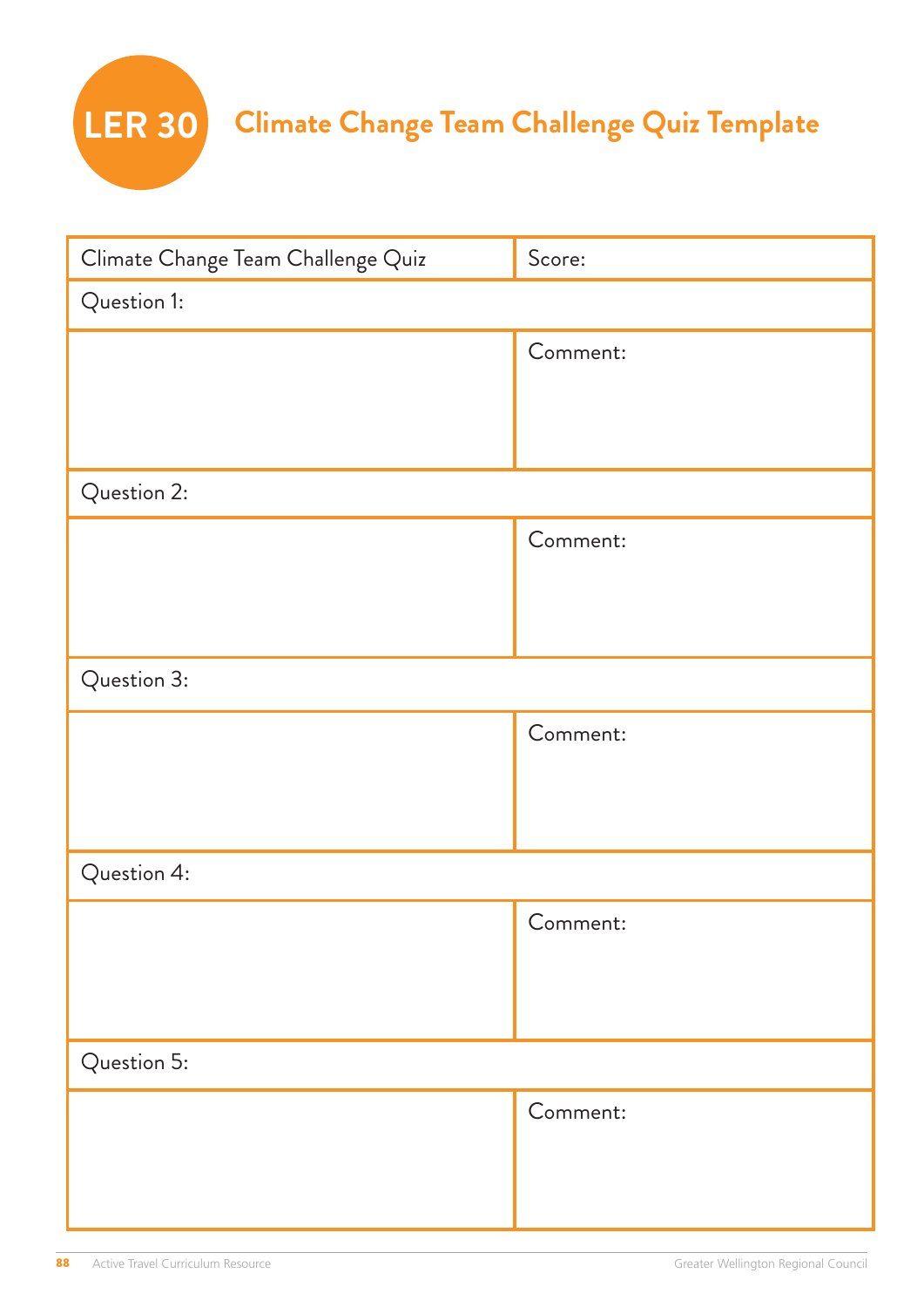# LER 30 Climate Change Team Challenge Quiz Template

| Climate Change Team Challenge Quiz | Score: |
|---|---|
| Question 1: | |
| | Comment: |
| Question 2: | |
| | Comment: |
| Question 3: | |
| | Comment: |
| Question 4: | |
| | Comment: |
| Question 5: | |
| | Comment: |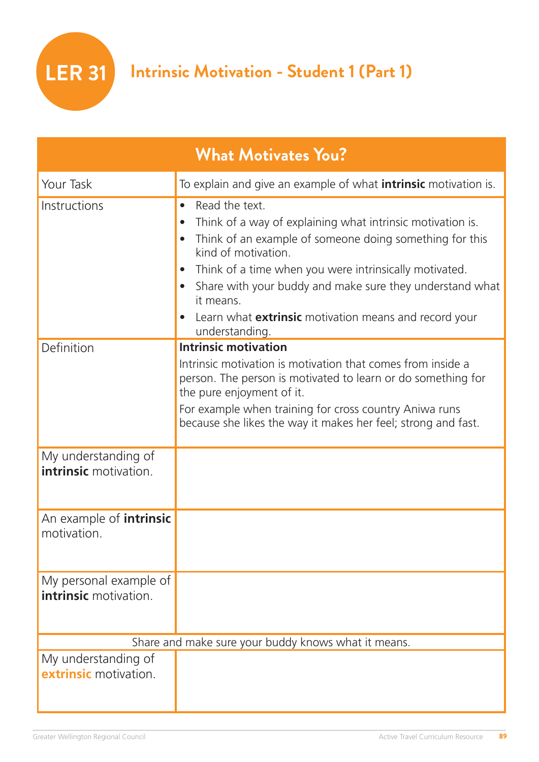# LER 31 Intrinsic Motivation - Student 1 (Part 1)

| What Motivates You? | |
|---|---|
| Your Task | To explain and give an example of what **intrinsic** motivation is. |
| Instructions | • Read the text.<br>• Think of a way of explaining what intrinsic motivation is.<br>• Think of an example of someone doing something for this kind of motivation.<br>• Think of a time when you were intrinsically motivated.<br>• Share with your buddy and make sure they understand what it means.<br>• Learn what **extrinsic** motivation means and record your understanding. |
| Definition | **Intrinsic motivation**<br>Intrinsic motivation is motivation that comes from inside a person. The person is motivated to learn or do something for the pure enjoyment of it.<br>For example when training for cross country Aniwa runs because she likes the way it makes her feel; strong and fast. |
| My understanding of **intrinsic** motivation. | |
| An example of **intrinsic** motivation. | |
| My personal example of **intrinsic** motivation. | |
| Share and make sure your buddy knows what it means. | |
| My understanding of **extrinsic** motivation. | |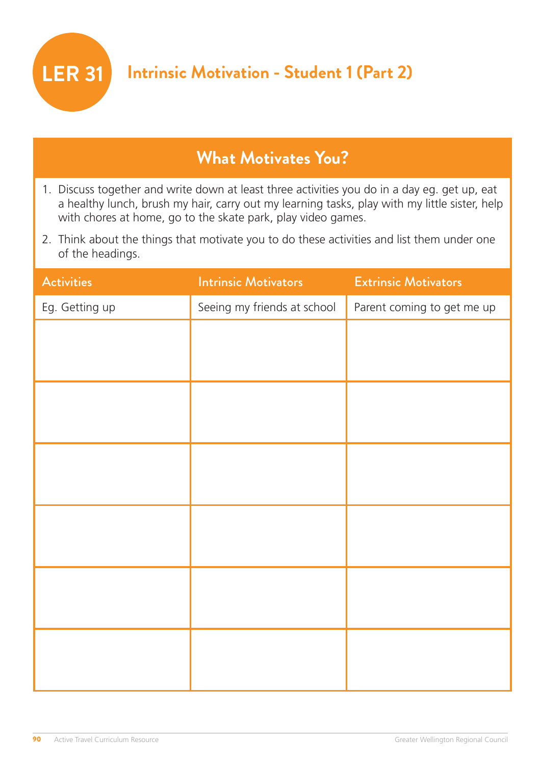# LER 31 Intrinsic Motivation - Student 1 (Part 2)

## What Motivates You?

1. Discuss together and write down at least three activities you do in a day eg. get up, eat a healthy lunch, brush my hair, carry out my learning tasks, play with my little sister, help with chores at home, go to the skate park, play video games.
2. Think about the things that motivate you to do these activities and list them under one of the headings.

| Activities | Intrinsic Motivators | Extrinsic Motivators |
|---|---|---|
| Eg. Getting up | Seeing my friends at school | Parent coming to get me up |
| | | |
| | | |
| | | |
| | | |
| | | |
| | | |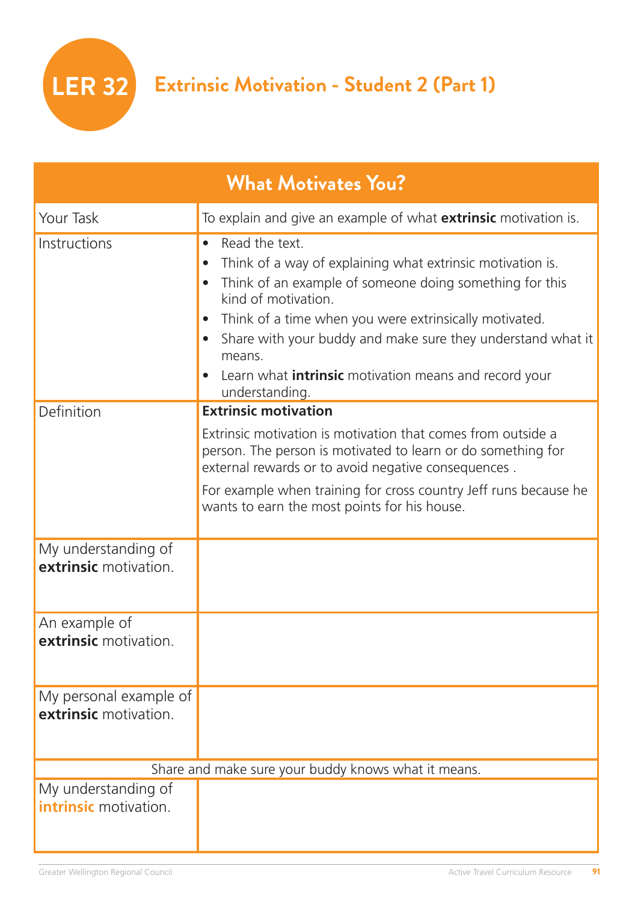# LER 32 Extrinsic Motivation - Student 2 (Part 1)

| What Motivates You? | |
|---|---|
| Your Task | To explain and give an example of what **extrinsic** motivation is. |
| Instructions | • Read the text.<br>• Think of a way of explaining what extrinsic motivation is.<br>• Think of an example of someone doing something for this kind of motivation.<br>• Think of a time when you were extrinsically motivated.<br>• Share with your buddy and make sure they understand what it means.<br>• Learn what **intrinsic** motivation means and record your understanding. |
| Definition | **Extrinsic motivation**<br><br>Extrinsic motivation is motivation that comes from outside a person. The person is motivated to learn or do something for external rewards or to avoid negative consequences .<br><br>For example when training for cross country Jeff runs because he wants to earn the most points for his house. |
| My understanding of **extrinsic** motivation. | |
| An example of **extrinsic** motivation. | |
| My personal example of **extrinsic** motivation. | |
| Share and make sure your buddy knows what it means. | |
| My understanding of **intrinsic** motivation. | |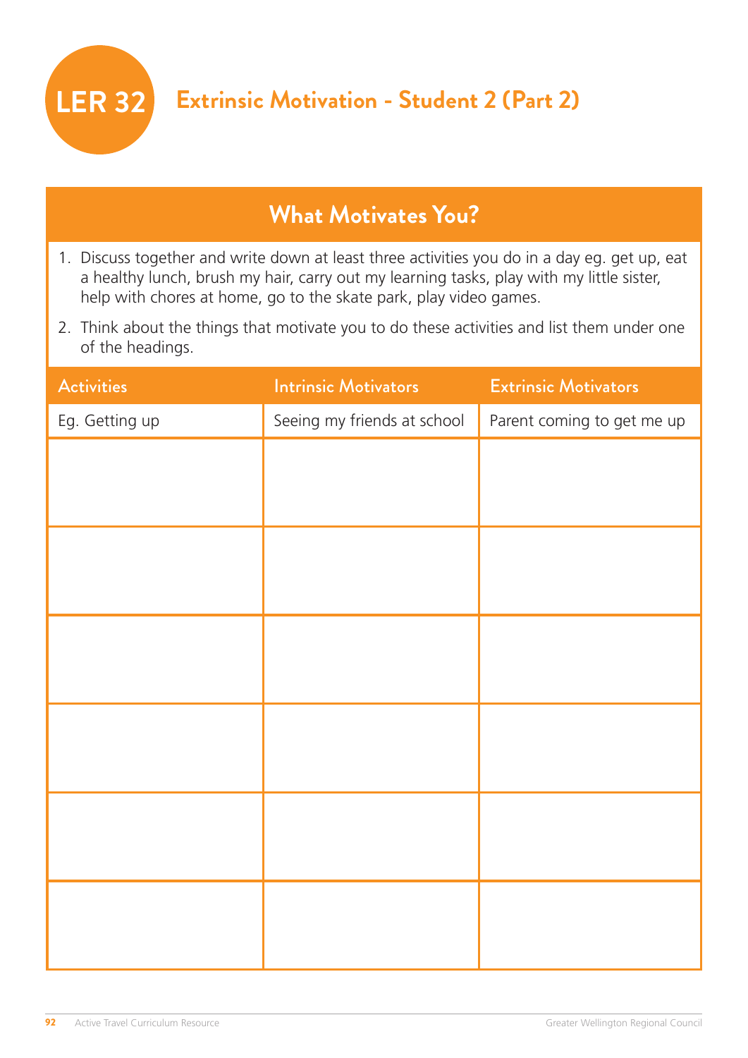# LER 32 Extrinsic Motivation - Student 2 (Part 2)

## What Motivates You?

1. Discuss together and write down at least three activities you do in a day eg. get up, eat a healthy lunch, brush my hair, carry out my learning tasks, play with my little sister, help with chores at home, go to the skate park, play video games.
2. Think about the things that motivate you to do these activities and list them under one of the headings.

| Activities | Intrinsic Motivators | Extrinsic Motivators |
| --- | --- | --- |
| Eg. Getting up | Seeing my friends at school | Parent coming to get me up |
| | | |
| | | |
| | | |
| | | |
| | | |
| | | |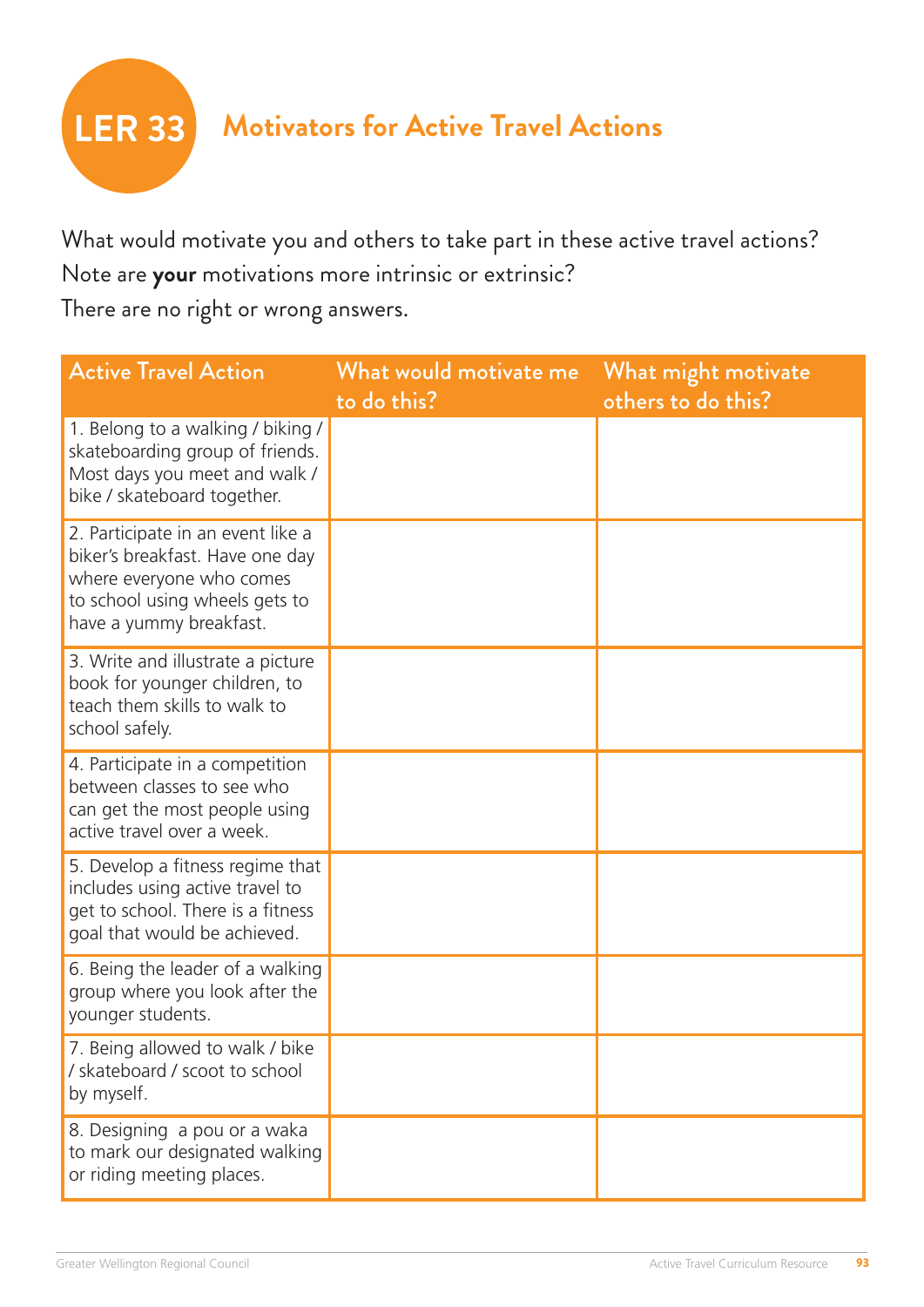# LER 33 Motivators for Active Travel Actions

What would motivate you and others to take part in these active travel actions?
Note are **your** motivations more intrinsic or extrinsic?
There are no right or wrong answers.

| Active Travel Action | What would motivate me to do this? | What might motivate others to do this? |
|---|---|---|
| 1. Belong to a walking / biking / skateboarding group of friends. Most days you meet and walk / bike / skateboard together. | | |
| 2. Participate in an event like a biker's breakfast. Have one day where everyone who comes to school using wheels gets to have a yummy breakfast. | | |
| 3. Write and illustrate a picture book for younger children, to teach them skills to walk to school safely. | | |
| 4. Participate in a competition between classes to see who can get the most people using active travel over a week. | | |
| 5. Develop a fitness regime that includes using active travel to get to school. There is a fitness goal that would be achieved. | | |
| 6. Being the leader of a walking group where you look after the younger students. | | |
| 7. Being allowed to walk / bike / skateboard / scoot to school by myself. | | |
| 8. Designing a pou or a waka to mark our designated walking or riding meeting places. | | |